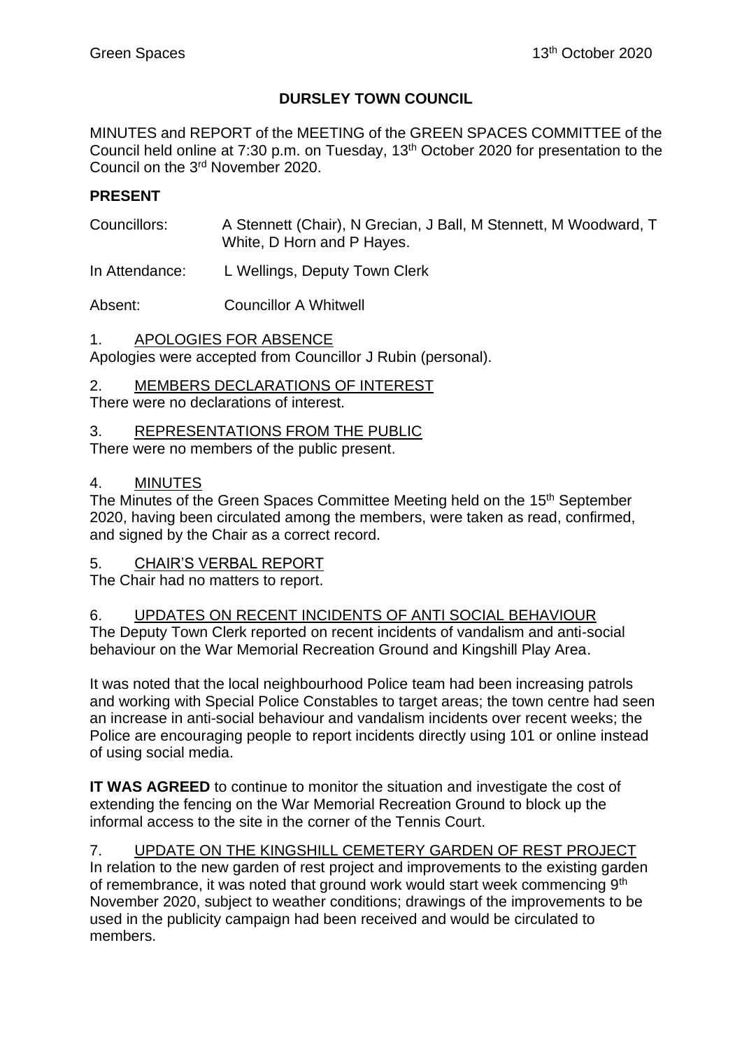# DURSLEY TOWN COUNCIL

MINUTES and REPORT of the MEETING of the GREEN SPACES COMMITTEE of the Council held online at 7:30 p.m. on Tuesday, 13th October 2020 for presentation to the Council on the 3rd November 2020.

## PRESENT

Councillors: A Stennett (Chair), N Grecian, J Ball, M Stennett, M Woodward, T White, D Horn and P Hayes.

In Attendance: L Wellings, Deputy Town Clerk

Absent: Councillor A Whitwell

### 1. APOLOGIES FOR ABSENCE

Apologies were accepted from Councillor J Rubin (personal).

### 2. MEMBERS DECLARATIONS OF INTEREST

There were no declarations of interest.

### 3. REPRESENTATIONS FROM THE PUBLIC

There were no members of the public present.

### 4. MINUTES

The Minutes of the Green Spaces Committee Meeting held on the 15th September 2020, having been circulated among the members, were taken as read, confirmed, and signed by the Chair as a correct record.

### 5. CHAIR'S VERBAL REPORT

The Chair had no matters to report.

### 6. UPDATES ON RECENT INCIDENTS OF ANTI SOCIAL BEHAVIOUR

The Deputy Town Clerk reported on recent incidents of vandalism and anti-social behaviour on the War Memorial Recreation Ground and Kingshill Play Area.

It was noted that the local neighbourhood Police team had been increasing patrols and working with Special Police Constables to target areas; the town centre had seen an increase in anti-social behaviour and vandalism incidents over recent weeks; the Police are encouraging people to report incidents directly using 101 or online instead of using social media.

**IT WAS AGREED** to continue to monitor the situation and investigate the cost of extending the fencing on the War Memorial Recreation Ground to block up the informal access to the site in the corner of the Tennis Court.

### 7. UPDATE ON THE KINGSHILL CEMETERY GARDEN OF REST PROJECT

In relation to the new garden of rest project and improvements to the existing garden of remembrance, it was noted that ground work would start week commencing 9th November 2020, subject to weather conditions; drawings of the improvements to be used in the publicity campaign had been received and would be circulated to members.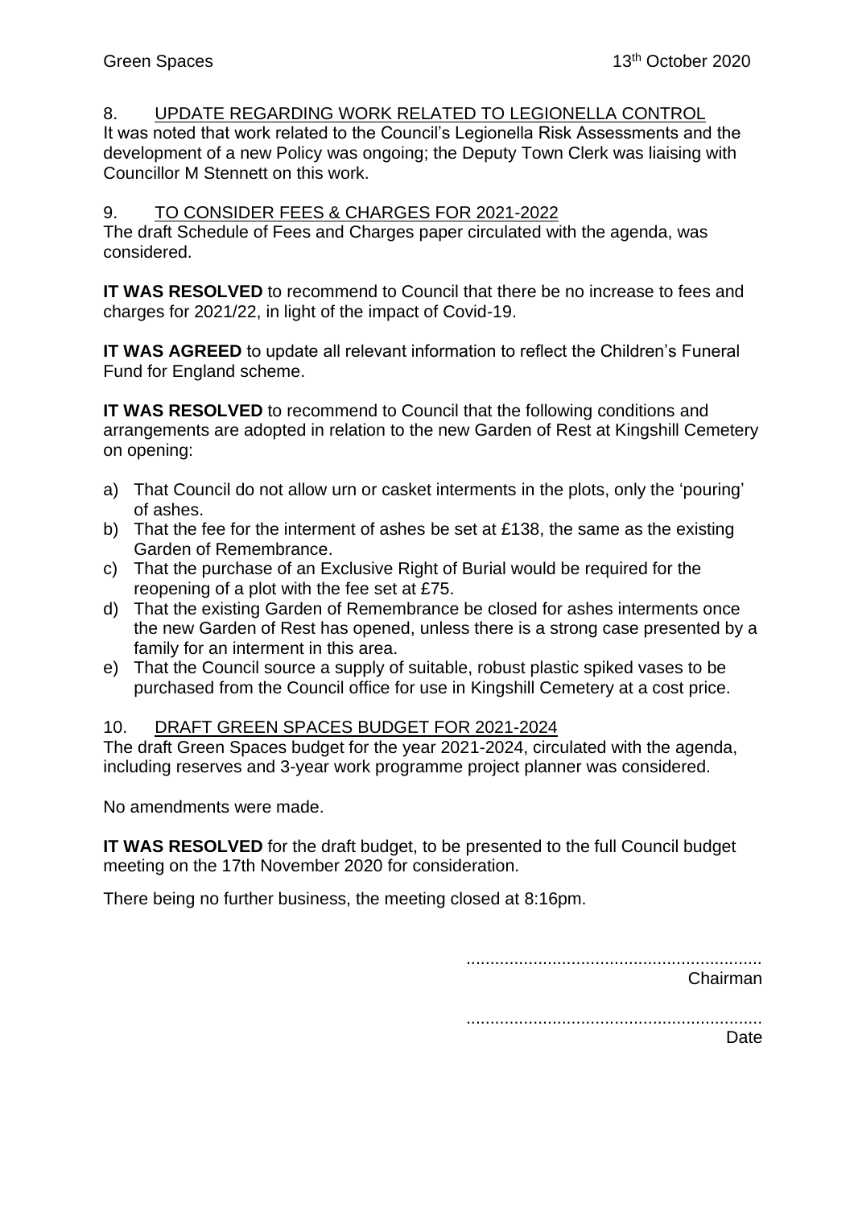## 8. UPDATE REGARDING WORK RELATED TO LEGIONELLA CONTROL

It was noted that work related to the Council's Legionella Risk Assessments and the development of a new Policy was ongoing; the Deputy Town Clerk was liaising with Councillor M Stennett on this work.

## 9. TO CONSIDER FEES & CHARGES FOR 2021-2022

The draft Schedule of Fees and Charges paper circulated with the agenda, was considered.

**IT WAS RESOLVED** to recommend to Council that there be no increase to fees and charges for 2021/22, in light of the impact of Covid-19.

**IT WAS AGREED** to update all relevant information to reflect the Children's Funeral Fund for England scheme.

**IT WAS RESOLVED** to recommend to Council that the following conditions and arrangements are adopted in relation to the new Garden of Rest at Kingshill Cemetery on opening:

a) That Council do not allow urn or casket interments in the plots, only the 'pouring' of ashes.
b) That the fee for the interment of ashes be set at £138, the same as the existing Garden of Remembrance.
c) That the purchase of an Exclusive Right of Burial would be required for the reopening of a plot with the fee set at £75.
d) That the existing Garden of Remembrance be closed for ashes interments once the new Garden of Rest has opened, unless there is a strong case presented by a family for an interment in this area.
e) That the Council source a supply of suitable, robust plastic spiked vases to be purchased from the Council office for use in Kingshill Cemetery at a cost price.

## 10. DRAFT GREEN SPACES BUDGET FOR 2021-2024

The draft Green Spaces budget for the year 2021-2024, circulated with the agenda, including reserves and 3-year work programme project planner was considered.

No amendments were made.

**IT WAS RESOLVED** for the draft budget, to be presented to the full Council budget meeting on the 17th November 2020 for consideration.

There being no further business, the meeting closed at 8:16pm.

.............................................................
Chairman

.............................................................
Date